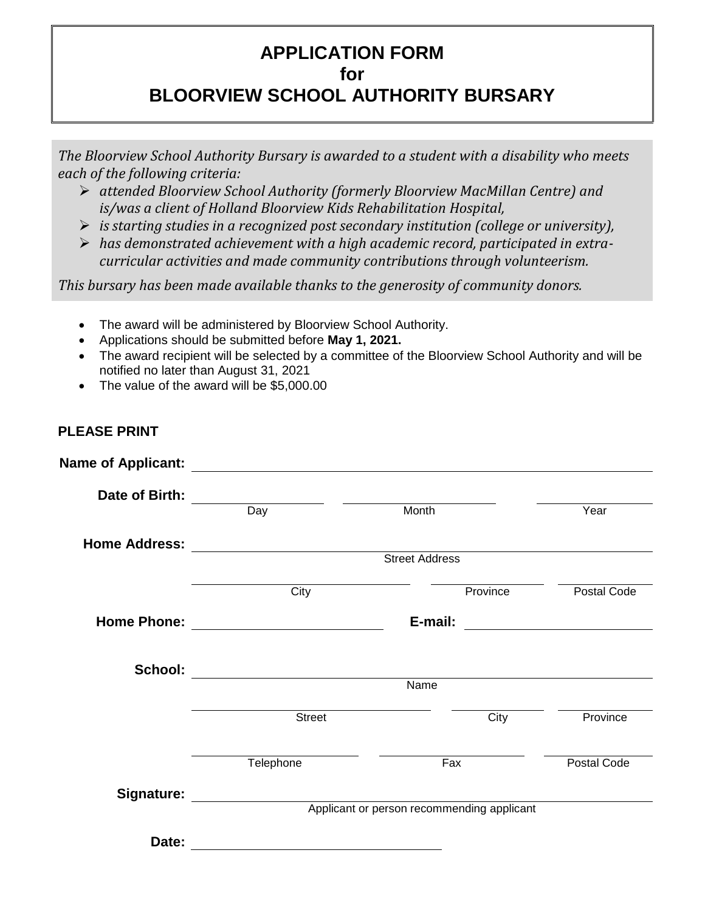# APPLICATION FORM
# for
# BLOORVIEW SCHOOL AUTHORITY BURSARY

*The Bloorview School Authority Bursary is awarded to a student with a disability who meets each of the following criteria:*

- *attended Bloorview School Authority (formerly Bloorview MacMillan Centre) and is/was a client of Holland Bloorview Kids Rehabilitation Hospital,*
- *is starting studies in a recognized post secondary institution (college or university),*
- *has demonstrated achievement with a high academic record, participated in extra-curricular activities and made community contributions through volunteerism.*

*This bursary has been made available thanks to the generosity of community donors.*

- The award will be administered by Bloorview School Authority.
- Applications should be submitted before **May 1, 2021.**
- The award recipient will be selected by a committee of the Bloorview School Authority and will be notified no later than August 31, 2021
- The value of the award will be $5,000.00

**PLEASE PRINT**

**Name of Applicant:** ______________________________

**Date of Birth:** ________ Day ________ Month ________ Year

**Home Address:** ______________________________ Street Address

________ City ________ Province ________ Postal Code

**Home Phone:** ______________ **E-mail:** ______________

**School:** ______________________________ Name

________ Street ________ City ________ Province

________ Telephone ________ Fax ________ Postal Code

**Signature:** ______________________________ Applicant or person recommending applicant

**Date:** ______________________________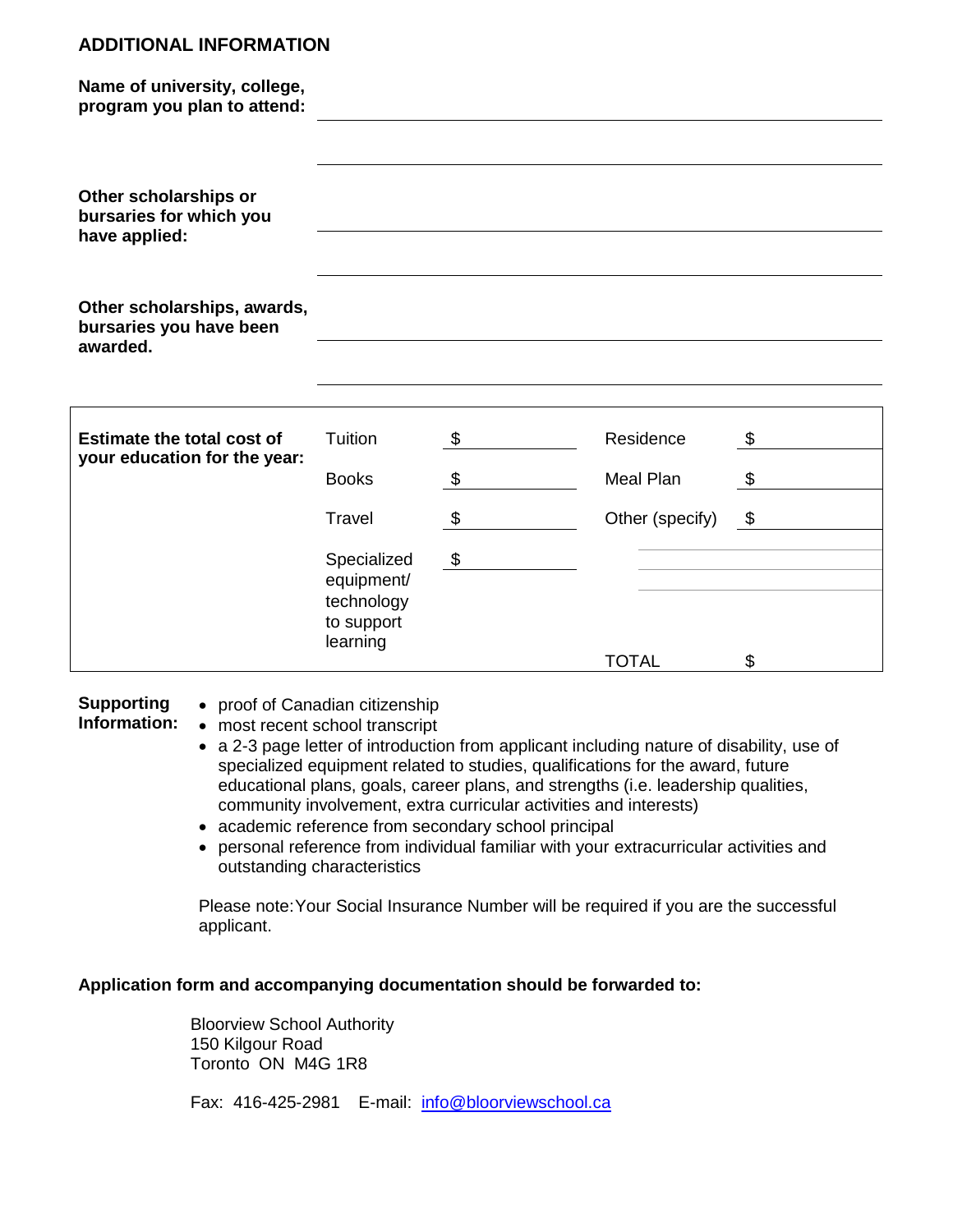## ADDITIONAL INFORMATION

**Name of university, college, program you plan to attend:** \_\_\_\_\_\_\_\_\_\_\_\_\_\_\_\_\_\_\_\_\_\_\_\_\_\_\_\_\_\_\_\_\_\_\_\_\_\_\_\_

\_\_\_\_\_\_\_\_\_\_\_\_\_\_\_\_\_\_\_\_\_\_\_\_\_\_\_\_\_\_\_\_\_\_\_\_\_\_\_\_

**Other scholarships or bursaries for which you have applied:** \_\_\_\_\_\_\_\_\_\_\_\_\_\_\_\_\_\_\_\_\_\_\_\_\_\_\_\_\_\_\_\_\_\_\_\_\_\_\_\_

\_\_\_\_\_\_\_\_\_\_\_\_\_\_\_\_\_\_\_\_\_\_\_\_\_\_\_\_\_\_\_\_\_\_\_\_\_\_\_\_

**Other scholarships, awards, bursaries you have been awarded.** \_\_\_\_\_\_\_\_\_\_\_\_\_\_\_\_\_\_\_\_\_\_\_\_\_\_\_\_\_\_\_\_\_\_\_\_\_\_\_\_

\_\_\_\_\_\_\_\_\_\_\_\_\_\_\_\_\_\_\_\_\_\_\_\_\_\_\_\_\_\_\_\_\_\_\_\_\_\_\_\_

| | | | | |
|---|---|---|---|---|
| **Estimate the total cost of your education for the year:** | Tuition | $ | Residence | $ |
| | Books | $ | Meal Plan | $ |
| | Travel | $ | Other (specify) | $ |
| | Specialized equipment/ technology to support learning | $ | | |
| | | | TOTAL | $ |

**Supporting Information:**

- proof of Canadian citizenship
- most recent school transcript
- a 2-3 page letter of introduction from applicant including nature of disability, use of specialized equipment related to studies, qualifications for the award, future educational plans, goals, career plans, and strengths (i.e. leadership qualities, community involvement, extra curricular activities and interests)
- academic reference from secondary school principal
- personal reference from individual familiar with your extracurricular activities and outstanding characteristics

Please note: Your Social Insurance Number will be required if you are the successful applicant.

**Application form and accompanying documentation should be forwarded to:**

Bloorview School Authority
150 Kilgour Road
Toronto ON M4G 1R8

Fax: 416-425-2981 E-mail: info@bloorviewschool.ca